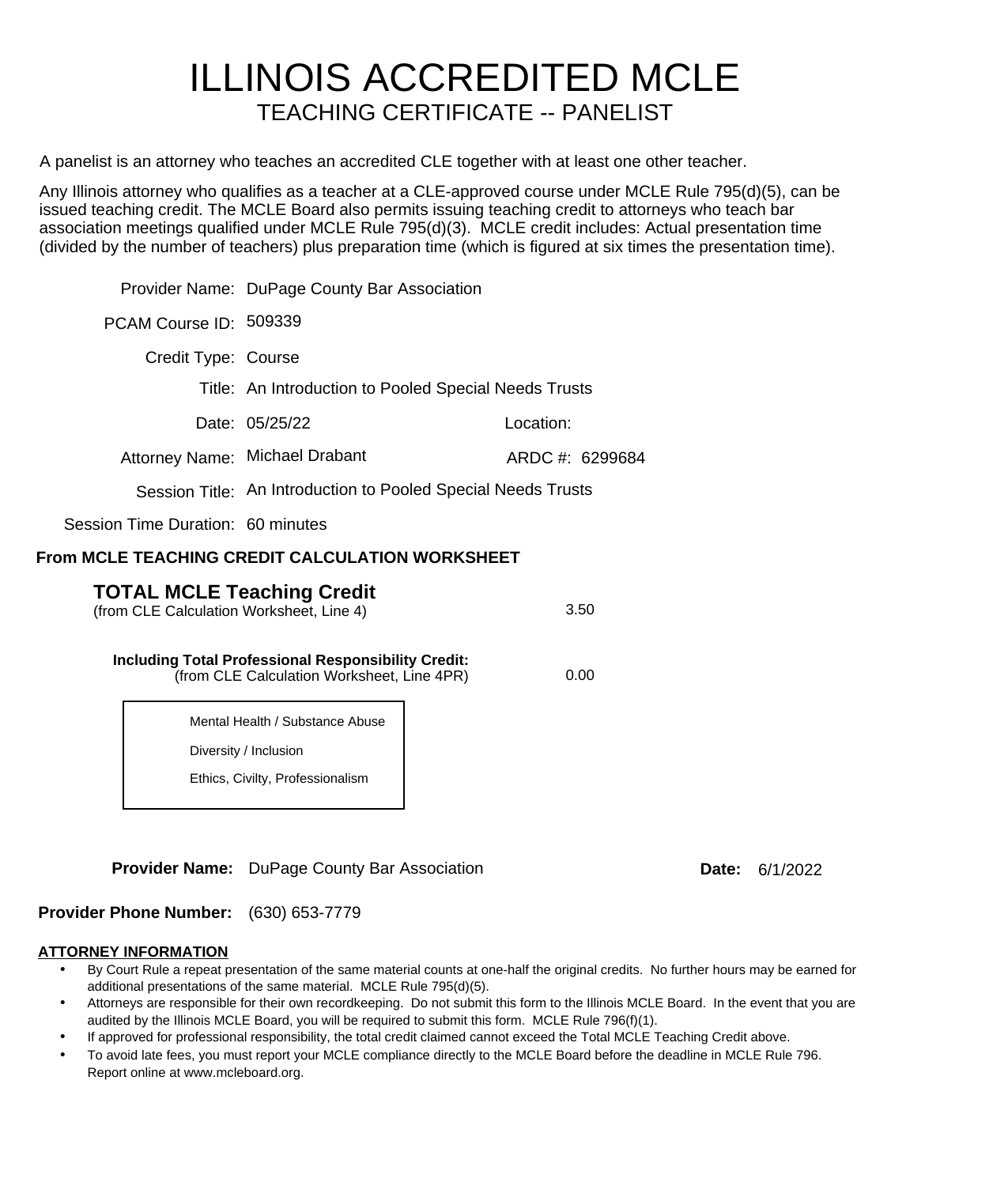# ILLINOIS ACCREDITED MCLE

## TEACHING CERTIFICATE -- PANELIST

A panelist is an attorney who teaches an accredited CLE together with at least one other teacher.

Any Illinois attorney who qualifies as a teacher at a CLE-approved course under MCLE Rule 795(d)(5), can be issued teaching credit. The MCLE Board also permits issuing teaching credit to attorneys who teach bar association meetings qualified under MCLE Rule 795(d)(3). MCLE credit includes: Actual presentation time (divided by the number of teachers) plus preparation time (which is figured at six times the presentation time).

Provider Name: DuPage County Bar Association

PCAM Course ID: 509339

Credit Type: Course

Title: An Introduction to Pooled Special Needs Trusts

Date: 05/25/22 Location:

Attorney Name: Michael Drabant ARDC #: 6299684

Session Title: An Introduction to Pooled Special Needs Trusts

Session Time Duration: 60 minutes

**From MCLE TEACHING CREDIT CALCULATION WORKSHEET**

**TOTAL MCLE Teaching Credit**
(from CLE Calculation Worksheet, Line 4) 3.50

**Including Total Professional Responsibility Credit:**
(from CLE Calculation Worksheet, Line 4PR) 0.00

- Mental Health / Substance Abuse
- Diversity / Inclusion
- Ethics, Civilty, Professionalism

**Provider Name:** DuPage County Bar Association **Date:** 6/1/2022

**Provider Phone Number:** (630) 653-7779

**ATTORNEY INFORMATION**

- By Court Rule a repeat presentation of the same material counts at one-half the original credits. No further hours may be earned for additional presentations of the same material. MCLE Rule 795(d)(5).
- Attorneys are responsible for their own recordkeeping. Do not submit this form to the Illinois MCLE Board. In the event that you are audited by the Illinois MCLE Board, you will be required to submit this form. MCLE Rule 796(f)(1).
- If approved for professional responsibility, the total credit claimed cannot exceed the Total MCLE Teaching Credit above.
- To avoid late fees, you must report your MCLE compliance directly to the MCLE Board before the deadline in MCLE Rule 796. Report online at www.mcleboard.org.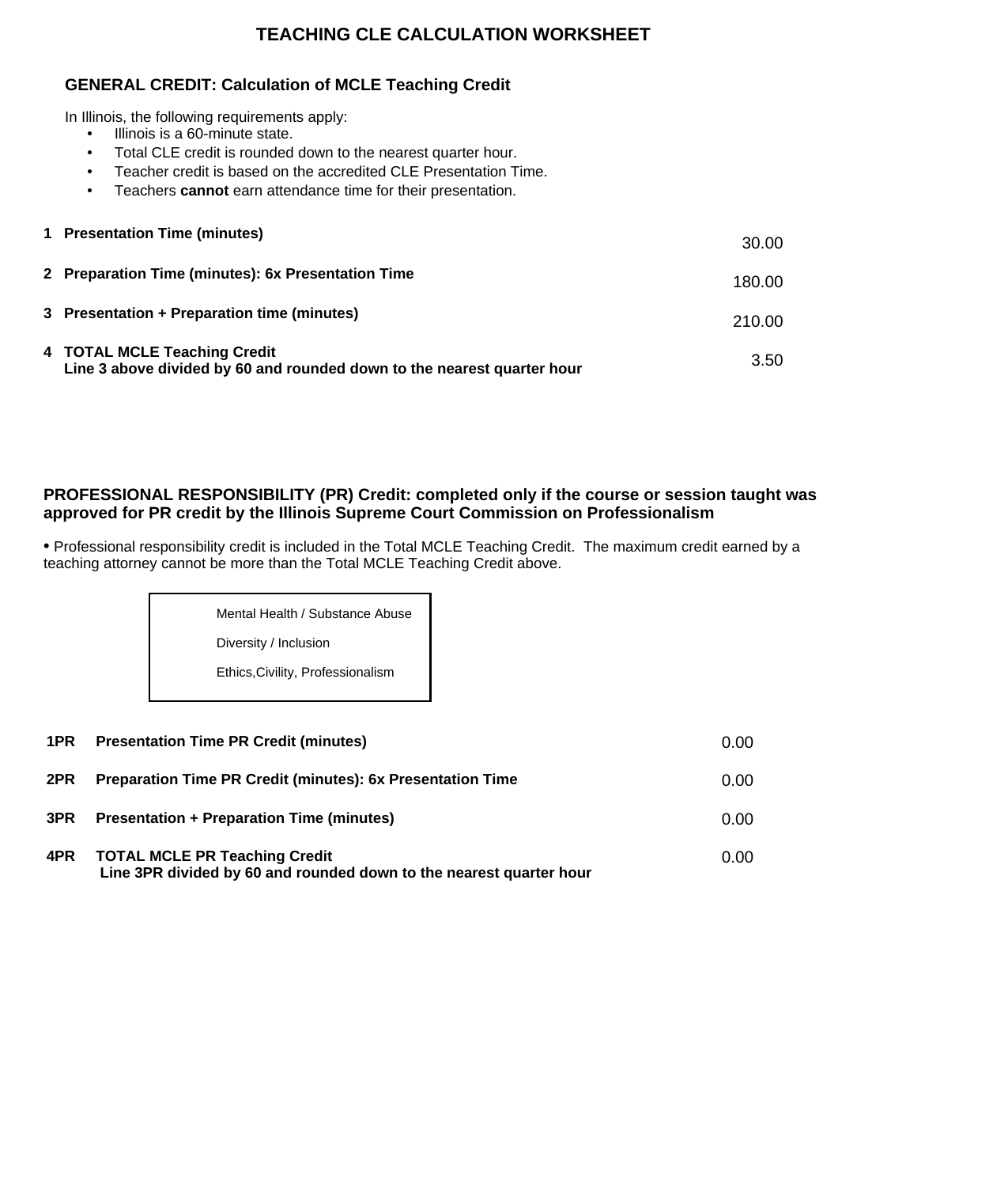# TEACHING CLE CALCULATION WORKSHEET

## GENERAL CREDIT: Calculation of MCLE Teaching Credit

In Illinois, the following requirements apply:

- Illinois is a 60-minute state.
- Total CLE credit is rounded down to the nearest quarter hour.
- Teacher credit is based on the accredited CLE Presentation Time.
- Teachers **cannot** earn attendance time for their presentation.

| | | |
|---|---|---|
| **1** | **Presentation Time (minutes)** | 30.00 |
| **2** | **Preparation Time (minutes): 6x Presentation Time** | 180.00 |
| **3** | **Presentation + Preparation time (minutes)** | 210.00 |
| **4** | **TOTAL MCLE Teaching Credit**<br>**Line 3 above divided by 60 and rounded down to the nearest quarter hour** | 3.50 |

## PROFESSIONAL RESPONSIBILITY (PR) Credit: completed only if the course or session taught was approved for PR credit by the Illinois Supreme Court Commission on Professionalism

- Professional responsibility credit is included in the Total MCLE Teaching Credit. The maximum credit earned by a teaching attorney cannot be more than the Total MCLE Teaching Credit above.

Mental Health / Substance Abuse

Diversity / Inclusion

Ethics,Civility, Professionalism

| | | |
|---|---|---|
| **1PR** | **Presentation Time PR Credit (minutes)** | 0.00 |
| **2PR** | **Preparation Time PR Credit (minutes): 6x Presentation Time** | 0.00 |
| **3PR** | **Presentation + Preparation Time (minutes)** | 0.00 |
| **4PR** | **TOTAL MCLE PR Teaching Credit**<br>**Line 3PR divided by 60 and rounded down to the nearest quarter hour** | 0.00 |